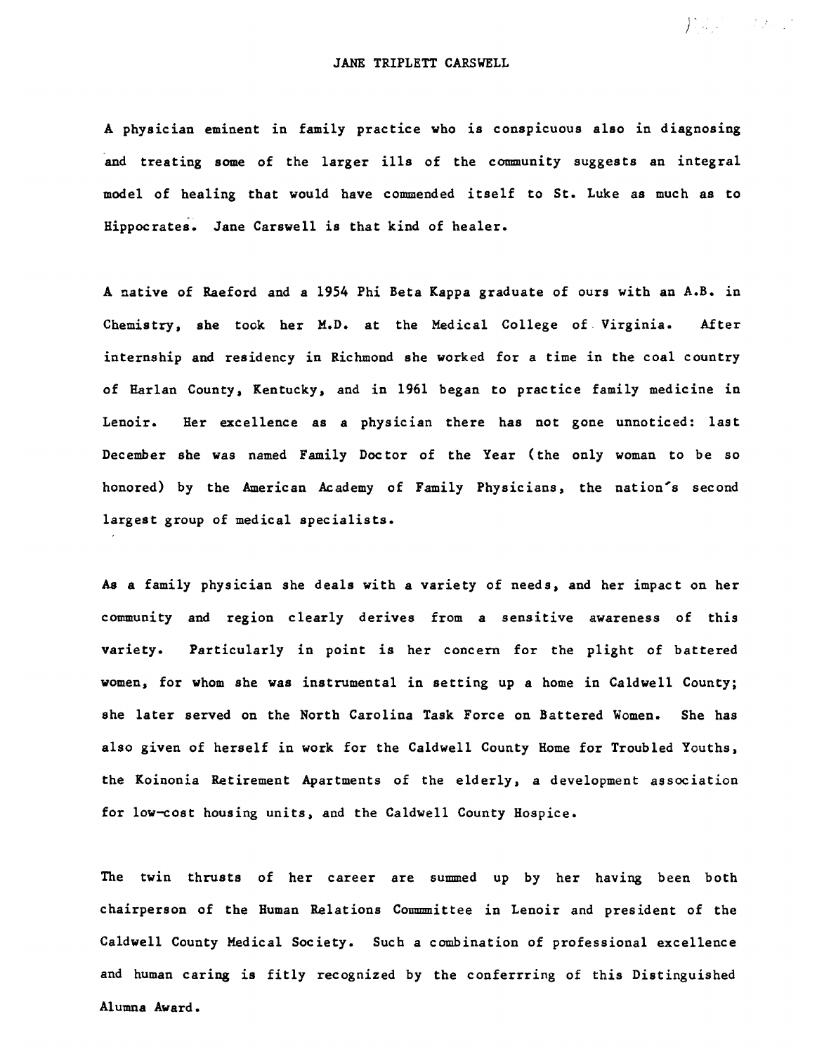# JANE TRIPLETT CARSWELL

A physician eminent in family practice who is conspicuous also in diagnosing and treating some of the larger ills of the community suggests an integral model of healing that would have commended itself to St. Luke as much as to Hippocrates. Jane Carswell is that kind of healer.

A native of Raeford and a 1954 Phi Beta Kappa graduate of ours with an A.B. in Chemistry, she took her M.D. at the Medical College of Virginia. After internship and residency in Richmond she worked for a time in the coal country of Harlan County, Kentucky, and in 1961 began to practice family medicine in Lenoir. Her excellence as a physician there has not gone unnoticed: last December she was named Family Doctor of the Year (the only woman to be so honored) by the American Academy of Family Physicians, the nation's second largest group of medical specialists.

As a family physician she deals with a variety of needs, and her impact on her community and region clearly derives from a sensitive awareness of this variety. Particularly in point is her concern for the plight of battered women, for whom she was instrumental in setting up a home in Caldwell County; she later served on the North Carolina Task Force on Battered Women. She has also given of herself in work for the Caldwell County Home for Troubled Youths, the Koinonia Retirement Apartments of the elderly, a development association for low-cost housing units, and the Caldwell County Hospice.

The twin thrusts of her career are summed up by her having been both chairperson of the Human Relations Commmittee in Lenoir and president of the Caldwell County Medical Society. Such a combination of professional excellence and human caring is fitly recognized by the conferrring of this Distinguished Alumna Award.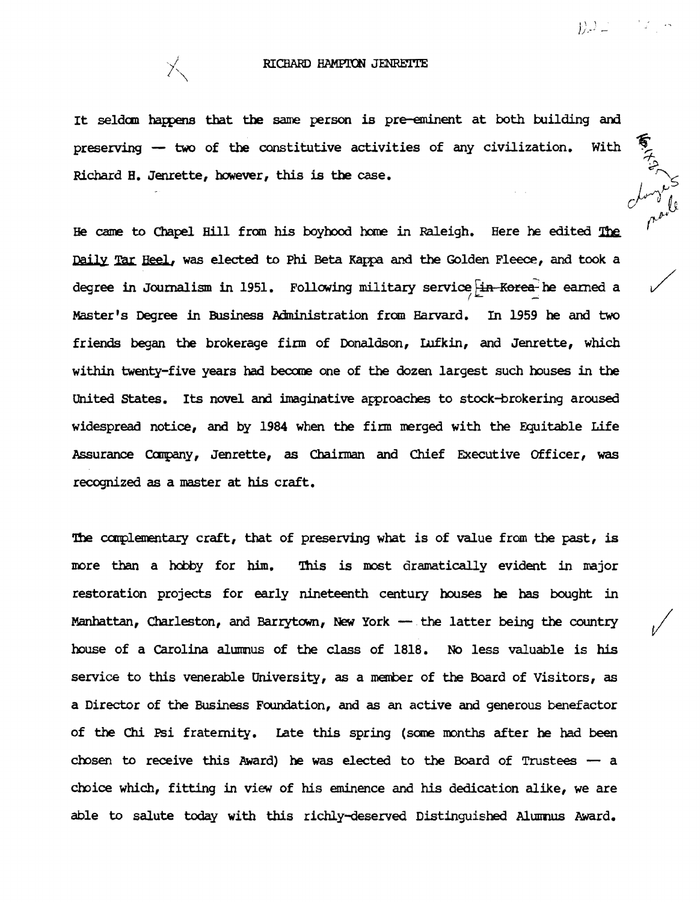# RICHARD HAMPTON JENRETTE

It seldom happens that the same person is pre-eminent at both building and preserving — two of the constitutive activities of any civilization. With Richard H. Jenrette, however, this is the case.

He came to Chapel Hill from his boyhood home in Raleigh. Here he edited *The Daily Tar Heel*, was elected to Phi Beta Kappa and the Golden Fleece, and took a degree in Journalism in 1951. Following military service ~~in Korea~~ he earned a Master's Degree in Business Administration from Harvard. In 1959 he and two friends began the brokerage firm of Donaldson, Lufkin, and Jenrette, which within twenty-five years had become one of the dozen largest such houses in the United States. Its novel and imaginative approaches to stock-brokering aroused widespread notice, and by 1984 when the firm merged with the Equitable Life Assurance Company, Jenrette, as Chairman and Chief Executive Officer, was recognized as a master at his craft.

The complementary craft, that of preserving what is of value from the past, is more than a hobby for him. This is most dramatically evident in major restoration projects for early nineteenth century houses he has bought in Manhattan, Charleston, and Barrytown, New York — the latter being the country house of a Carolina alumnus of the class of 1818. No less valuable is his service to this venerable University, as a member of the Board of Visitors, as a Director of the Business Foundation, and as an active and generous benefactor of the Chi Psi fraternity. Late this spring (some months after he had been chosen to receive this Award) he was elected to the Board of Trustees — a choice which, fitting in view of his eminence and his dedication alike, we are able to salute today with this richly-deserved Distinguished Alumnus Award.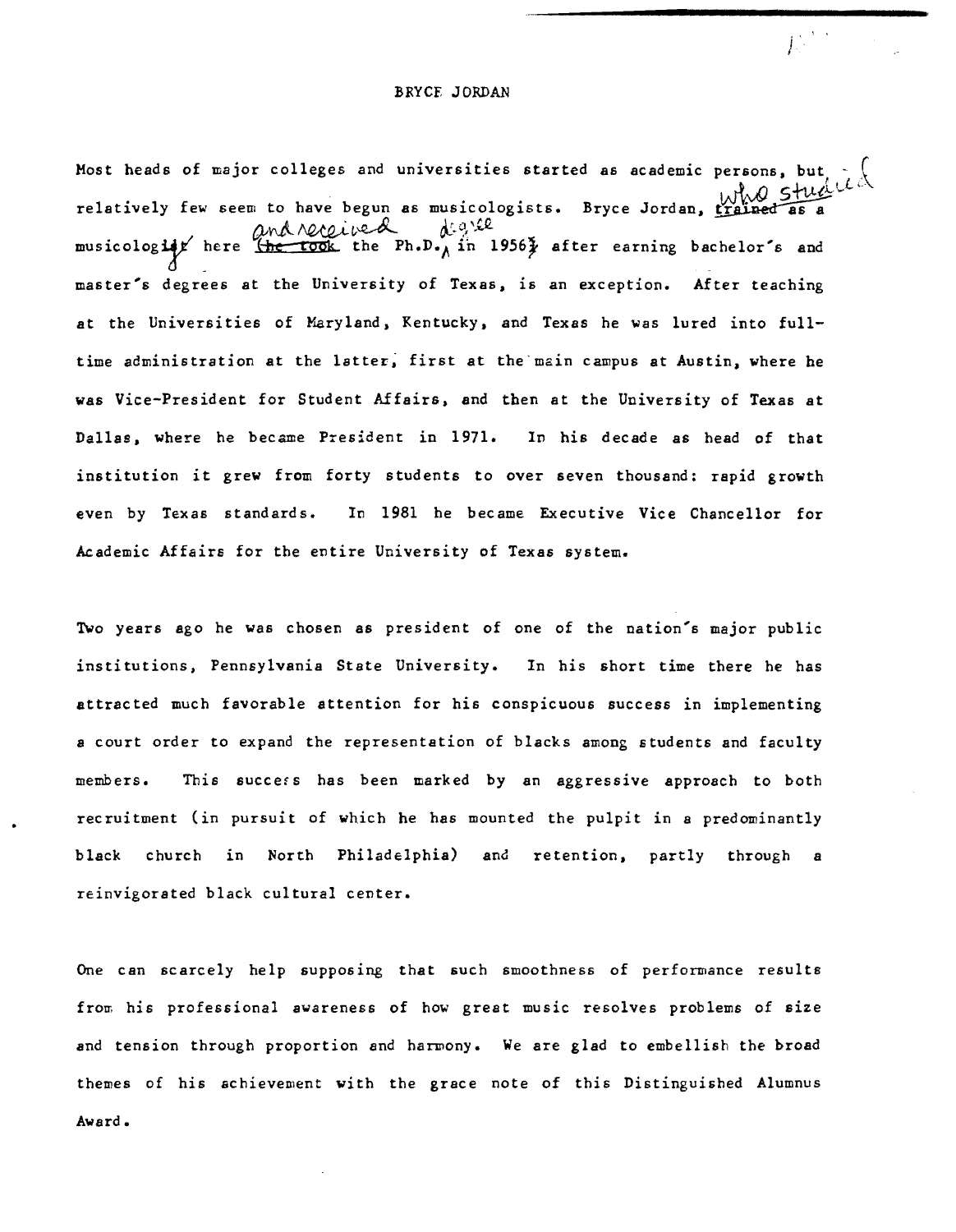BRYCE JORDAN

Most heads of major colleges and universities started as academic persons, but relatively few seem to have begun as musicologists. Bryce Jordan, who studied musicology here and received the Ph.D. degree in 1956 after earning bachelor's and master's degrees at the University of Texas, is an exception. After teaching at the Universities of Maryland, Kentucky, and Texas he was lured into full-time administration at the latter, first at the main campus at Austin, where he was Vice-President for Student Affairs, and then at the University of Texas at Dallas, where he became President in 1971. In his decade as head of that institution it grew from forty students to over seven thousand: rapid growth even by Texas standards. In 1981 he became Executive Vice Chancellor for Academic Affairs for the entire University of Texas system.

Two years ago he was chosen as president of one of the nation's major public institutions, Pennsylvania State University. In his short time there he has attracted much favorable attention for his conspicuous success in implementing a court order to expand the representation of blacks among students and faculty members. This success has been marked by an aggressive approach to both recruitment (in pursuit of which he has mounted the pulpit in a predominantly black church in North Philadelphia) and retention, partly through a reinvigorated black cultural center.

One can scarcely help supposing that such smoothness of performance results from his professional awareness of how great music resolves problems of size and tension through proportion and harmony. We are glad to embellish the broad themes of his achievement with the grace note of this Distinguished Alumnus Award.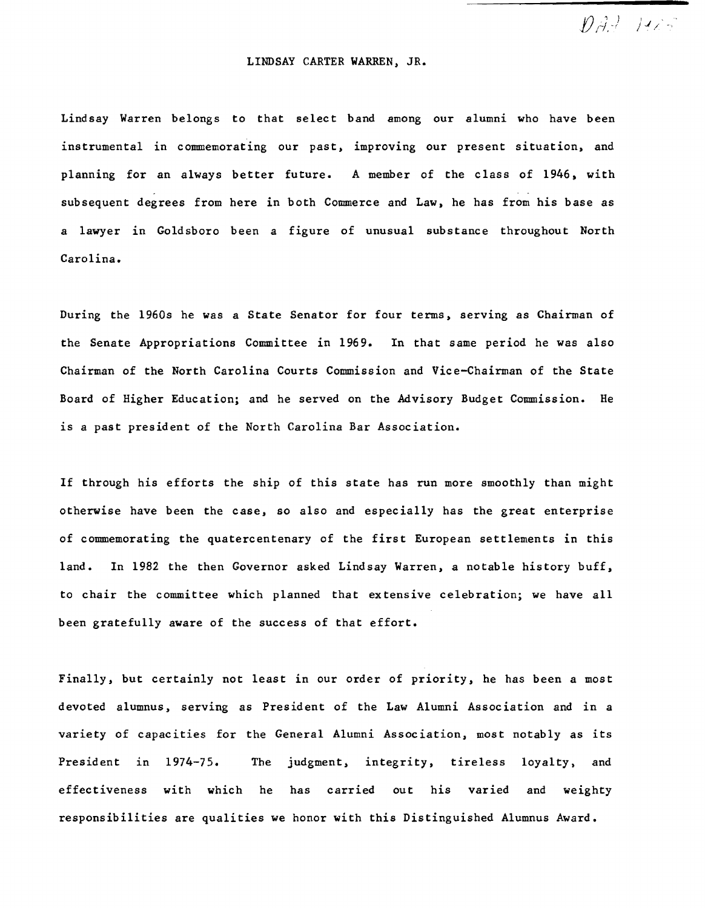# LINDSAY CARTER WARREN, JR.

Lindsay Warren belongs to that select band among our alumni who have been instrumental in commemorating our past, improving our present situation, and planning for an always better future. A member of the class of 1946, with subsequent degrees from here in both Commerce and Law, he has from his base as a lawyer in Goldsboro been a figure of unusual substance throughout North Carolina.

During the 1960s he was a State Senator for four terms, serving as Chairman of the Senate Appropriations Committee in 1969. In that same period he was also Chairman of the North Carolina Courts Commission and Vice-Chairman of the State Board of Higher Education; and he served on the Advisory Budget Commission. He is a past president of the North Carolina Bar Association.

If through his efforts the ship of this state has run more smoothly than might otherwise have been the case, so also and especially has the great enterprise of commemorating the quatercentenary of the first European settlements in this land. In 1982 the then Governor asked Lindsay Warren, a notable history buff, to chair the committee which planned that extensive celebration; we have all been gratefully aware of the success of that effort.

Finally, but certainly not least in our order of priority, he has been a most devoted alumnus, serving as President of the Law Alumni Association and in a variety of capacities for the General Alumni Association, most notably as its President in 1974-75. The judgment, integrity, tireless loyalty, and effectiveness with which he has carried out his varied and weighty responsibilities are qualities we honor with this Distinguished Alumnus Award.